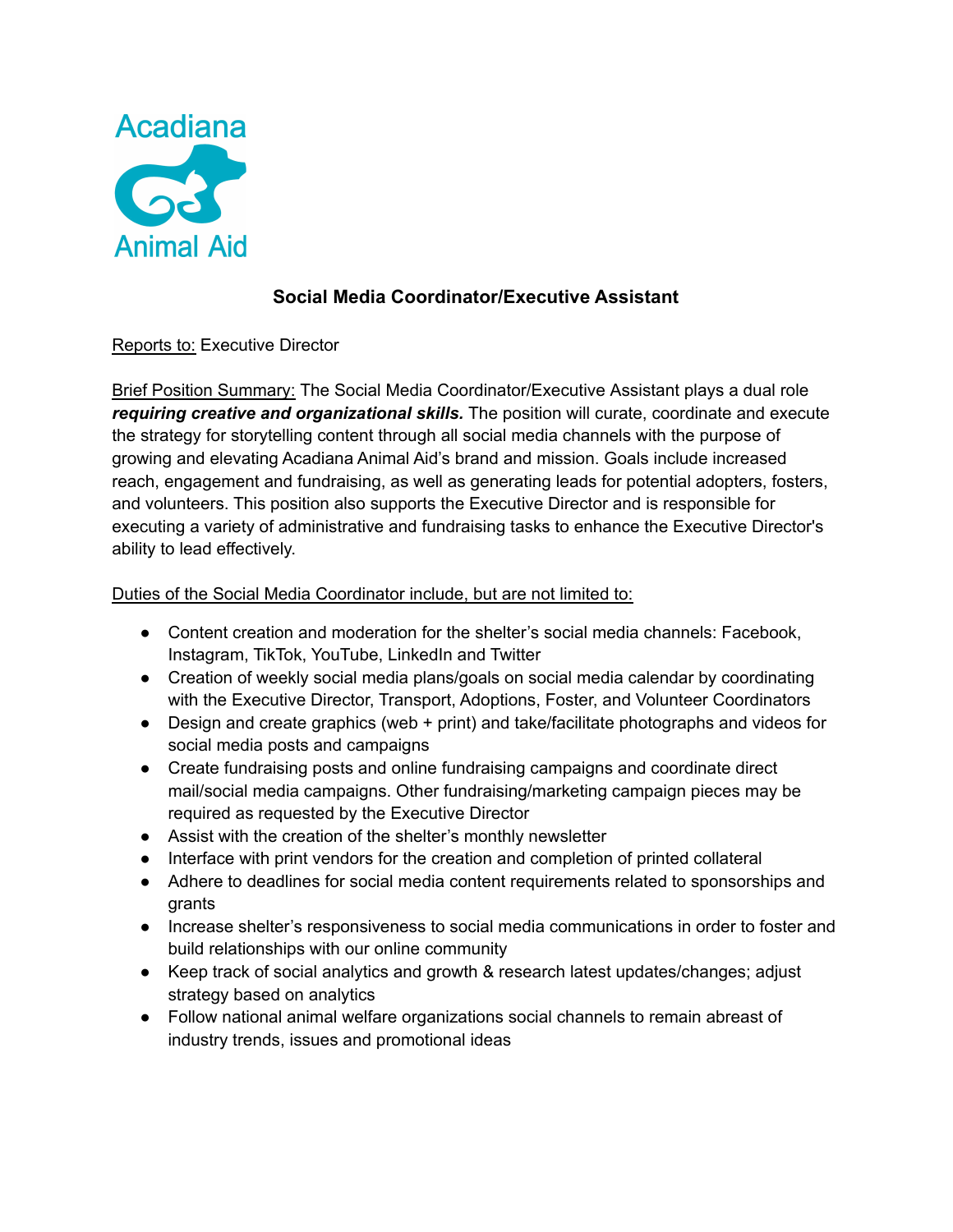Acadiana Animal Aid

# Social Media Coordinator/Executive Assistant

Reports to: Executive Director

Brief Position Summary: The Social Media Coordinator/Executive Assistant plays a dual role ***requiring creative and organizational skills.*** The position will curate, coordinate and execute the strategy for storytelling content through all social media channels with the purpose of growing and elevating Acadiana Animal Aid's brand and mission. Goals include increased reach, engagement and fundraising, as well as generating leads for potential adopters, fosters, and volunteers. This position also supports the Executive Director and is responsible for executing a variety of administrative and fundraising tasks to enhance the Executive Director's ability to lead effectively.

Duties of the Social Media Coordinator include, but are not limited to:

- Content creation and moderation for the shelter's social media channels: Facebook, Instagram, TikTok, YouTube, LinkedIn and Twitter
- Creation of weekly social media plans/goals on social media calendar by coordinating with the Executive Director, Transport, Adoptions, Foster, and Volunteer Coordinators
- Design and create graphics (web + print) and take/facilitate photographs and videos for social media posts and campaigns
- Create fundraising posts and online fundraising campaigns and coordinate direct mail/social media campaigns. Other fundraising/marketing campaign pieces may be required as requested by the Executive Director
- Assist with the creation of the shelter's monthly newsletter
- Interface with print vendors for the creation and completion of printed collateral
- Adhere to deadlines for social media content requirements related to sponsorships and grants
- Increase shelter's responsiveness to social media communications in order to foster and build relationships with our online community
- Keep track of social analytics and growth & research latest updates/changes; adjust strategy based on analytics
- Follow national animal welfare organizations social channels to remain abreast of industry trends, issues and promotional ideas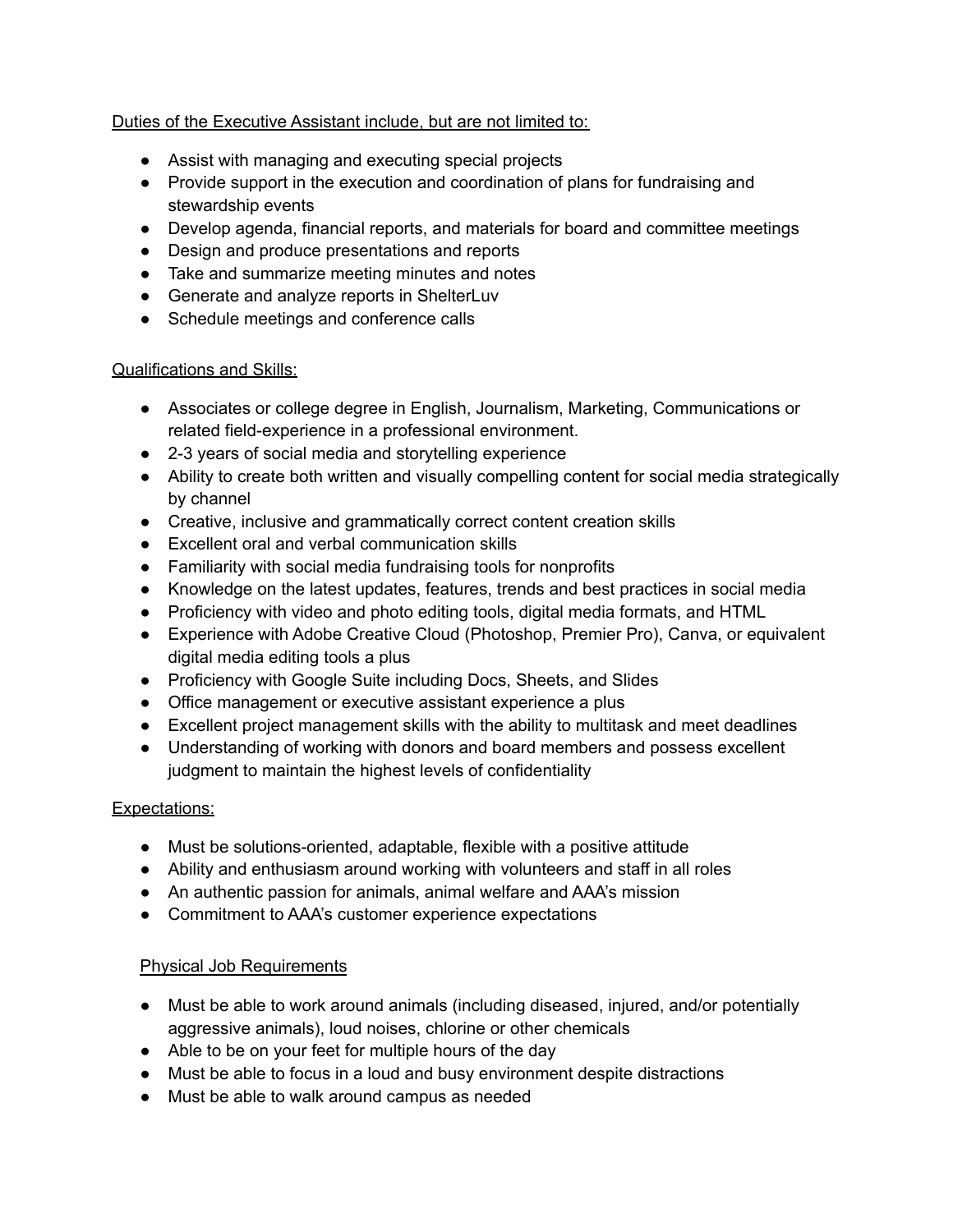Duties of the Executive Assistant include, but are not limited to:

- Assist with managing and executing special projects
- Provide support in the execution and coordination of plans for fundraising and stewardship events
- Develop agenda, financial reports, and materials for board and committee meetings
- Design and produce presentations and reports
- Take and summarize meeting minutes and notes
- Generate and analyze reports in ShelterLuv
- Schedule meetings and conference calls

Qualifications and Skills:

- Associates or college degree in English, Journalism, Marketing, Communications or related field-experience in a professional environment.
- 2-3 years of social media and storytelling experience
- Ability to create both written and visually compelling content for social media strategically by channel
- Creative, inclusive and grammatically correct content creation skills
- Excellent oral and verbal communication skills
- Familiarity with social media fundraising tools for nonprofits
- Knowledge on the latest updates, features, trends and best practices in social media
- Proficiency with video and photo editing tools, digital media formats, and HTML
- Experience with Adobe Creative Cloud (Photoshop, Premier Pro), Canva, or equivalent digital media editing tools a plus
- Proficiency with Google Suite including Docs, Sheets, and Slides
- Office management or executive assistant experience a plus
- Excellent project management skills with the ability to multitask and meet deadlines
- Understanding of working with donors and board members and possess excellent judgment to maintain the highest levels of confidentiality

Expectations:

- Must be solutions-oriented, adaptable, flexible with a positive attitude
- Ability and enthusiasm around working with volunteers and staff in all roles
- An authentic passion for animals, animal welfare and AAA's mission
- Commitment to AAA's customer experience expectations

Physical Job Requirements

- Must be able to work around animals (including diseased, injured, and/or potentially aggressive animals), loud noises, chlorine or other chemicals
- Able to be on your feet for multiple hours of the day
- Must be able to focus in a loud and busy environment despite distractions
- Must be able to walk around campus as needed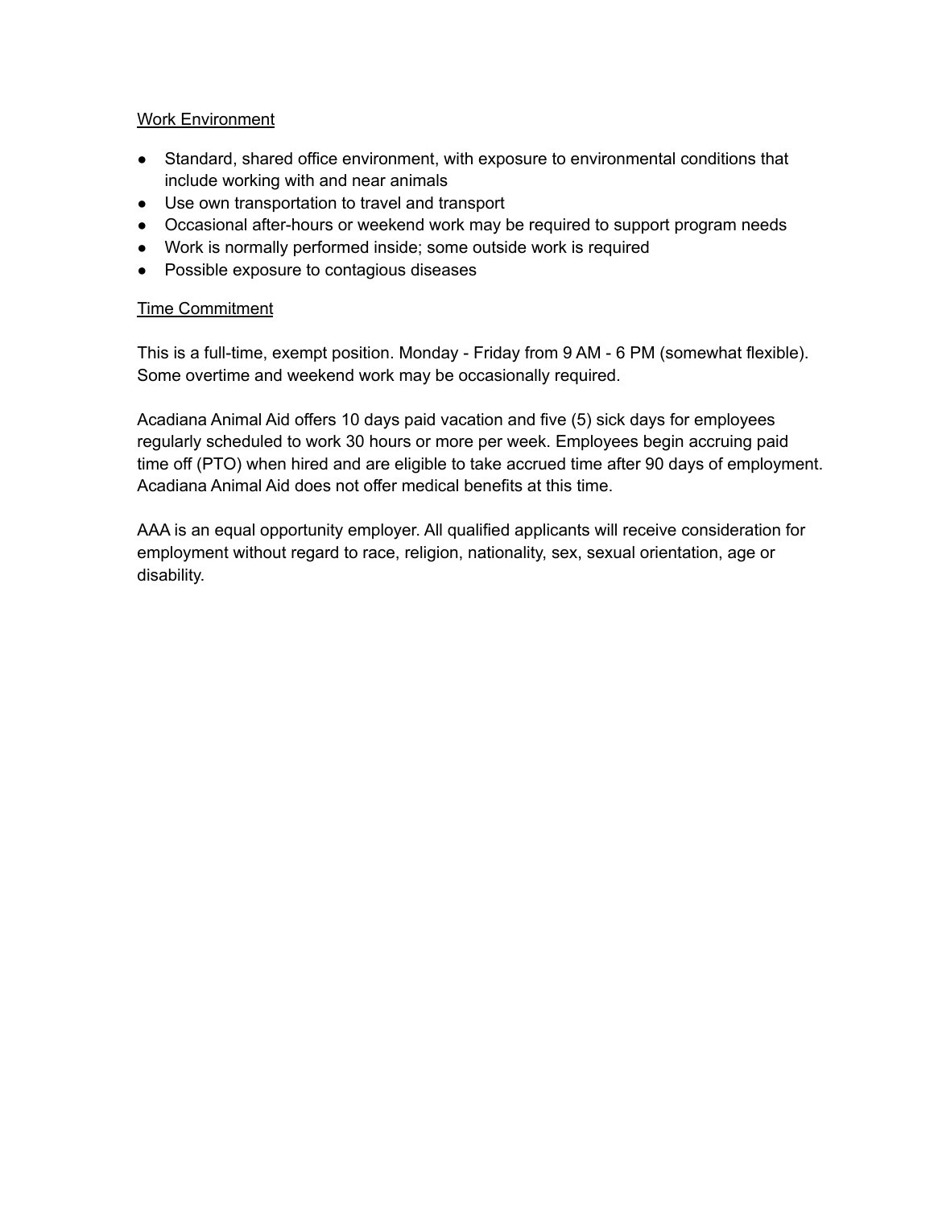Work Environment

- Standard, shared office environment, with exposure to environmental conditions that include working with and near animals
- Use own transportation to travel and transport
- Occasional after-hours or weekend work may be required to support program needs
- Work is normally performed inside; some outside work is required
- Possible exposure to contagious diseases

Time Commitment

This is a full-time, exempt position. Monday - Friday from 9 AM - 6 PM (somewhat flexible). Some overtime and weekend work may be occasionally required.

Acadiana Animal Aid offers 10 days paid vacation and five (5) sick days for employees regularly scheduled to work 30 hours or more per week. Employees begin accruing paid time off (PTO) when hired and are eligible to take accrued time after 90 days of employment. Acadiana Animal Aid does not offer medical benefits at this time.

AAA is an equal opportunity employer. All qualified applicants will receive consideration for employment without regard to race, religion, nationality, sex, sexual orientation, age or disability.